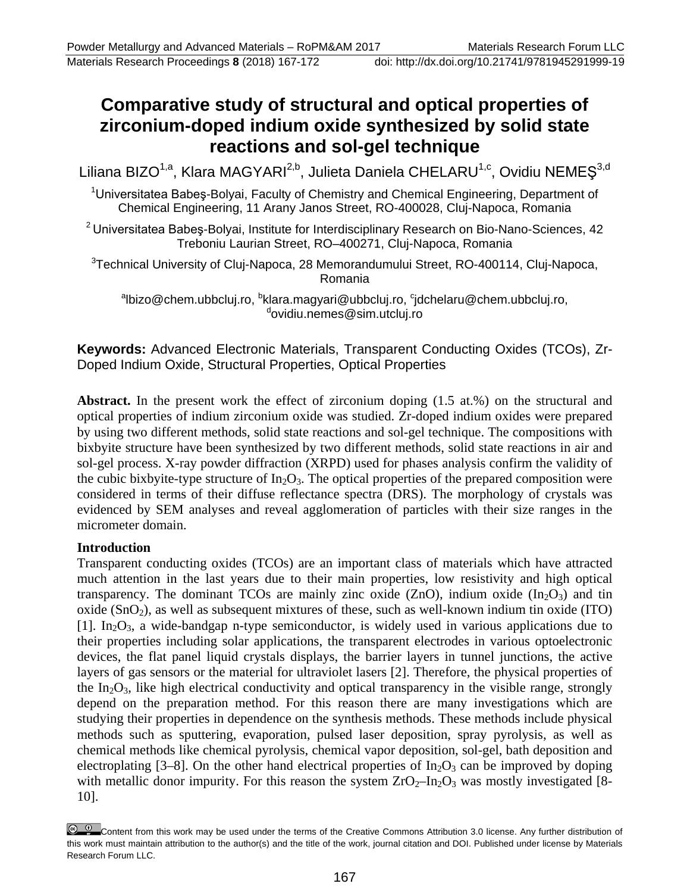# Comparative study of structural and optical properties of zirconium-doped indium oxide synthesized by solid state reactions and sol-gel technique

Liliana BIZO[1,a], Klara MAGYARI[2,b], Julieta Daniela CHELARU[1,c], Ovidiu NEMEŞ[3,d]

[1]Universitatea Babeş-Bolyai, Faculty of Chemistry and Chemical Engineering, Department of Chemical Engineering, 11 Arany Janos Street, RO-400028, Cluj-Napoca, Romania

[2] Universitatea Babeş-Bolyai, Institute for Interdisciplinary Research on Bio-Nano-Sciences, 42 Treboniu Laurian Street, RO–400271, Cluj-Napoca, Romania

[3]Technical University of Cluj-Napoca, 28 Memorandumului Street, RO-400114, Cluj-Napoca, Romania

[a]lbizo@chem.ubbcluj.ro, [b]klara.magyari@ubbcluj.ro, [c]jdchelaru@chem.ubbcluj.ro, [d]ovidiu.nemes@sim.utcluj.ro

**Keywords:** Advanced Electronic Materials, Transparent Conducting Oxides (TCOs), Zr-Doped Indium Oxide, Structural Properties, Optical Properties

**Abstract.** In the present work the effect of zirconium doping (1.5 at.%) on the structural and optical properties of indium zirconium oxide was studied. Zr-doped indium oxides were prepared by using two different methods, solid state reactions and sol-gel technique. The compositions with bixbyite structure have been synthesized by two different methods, solid state reactions in air and sol-gel process. X-ray powder diffraction (XRPD) used for phases analysis confirm the validity of the cubic bixbyite-type structure of $In_2O_3$. The optical properties of the prepared composition were considered in terms of their diffuse reflectance spectra (DRS). The morphology of crystals was evidenced by SEM analyses and reveal agglomeration of particles with their size ranges in the micrometer domain.

## Introduction

Transparent conducting oxides (TCOs) are an important class of materials which have attracted much attention in the last years due to their main properties, low resistivity and high optical transparency. The dominant TCOs are mainly zinc oxide (ZnO), indium oxide ($In_2O_3$) and tin oxide ($SnO_2$), as well as subsequent mixtures of these, such as well-known indium tin oxide (ITO) [1]. $In_2O_3$, a wide-bandgap n-type semiconductor, is widely used in various applications due to their properties including solar applications, the transparent electrodes in various optoelectronic devices, the flat panel liquid crystals displays, the barrier layers in tunnel junctions, the active layers of gas sensors or the material for ultraviolet lasers [2]. Therefore, the physical properties of the $In_2O_3$, like high electrical conductivity and optical transparency in the visible range, strongly depend on the preparation method. For this reason there are many investigations which are studying their properties in dependence on the synthesis methods. These methods include physical methods such as sputtering, evaporation, pulsed laser deposition, spray pyrolysis, as well as chemical methods like chemical pyrolysis, chemical vapor deposition, sol-gel, bath deposition and electroplating [3–8]. On the other hand electrical properties of $In_2O_3$ can be improved by doping with metallic donor impurity. For this reason the system $ZrO_2$–$In_2O_3$ was mostly investigated [8-10].

Content from this work may be used under the terms of the Creative Commons Attribution 3.0 license. Any further distribution of this work must maintain attribution to the author(s) and the title of the work, journal citation and DOI. Published under license by Materials Research Forum LLC.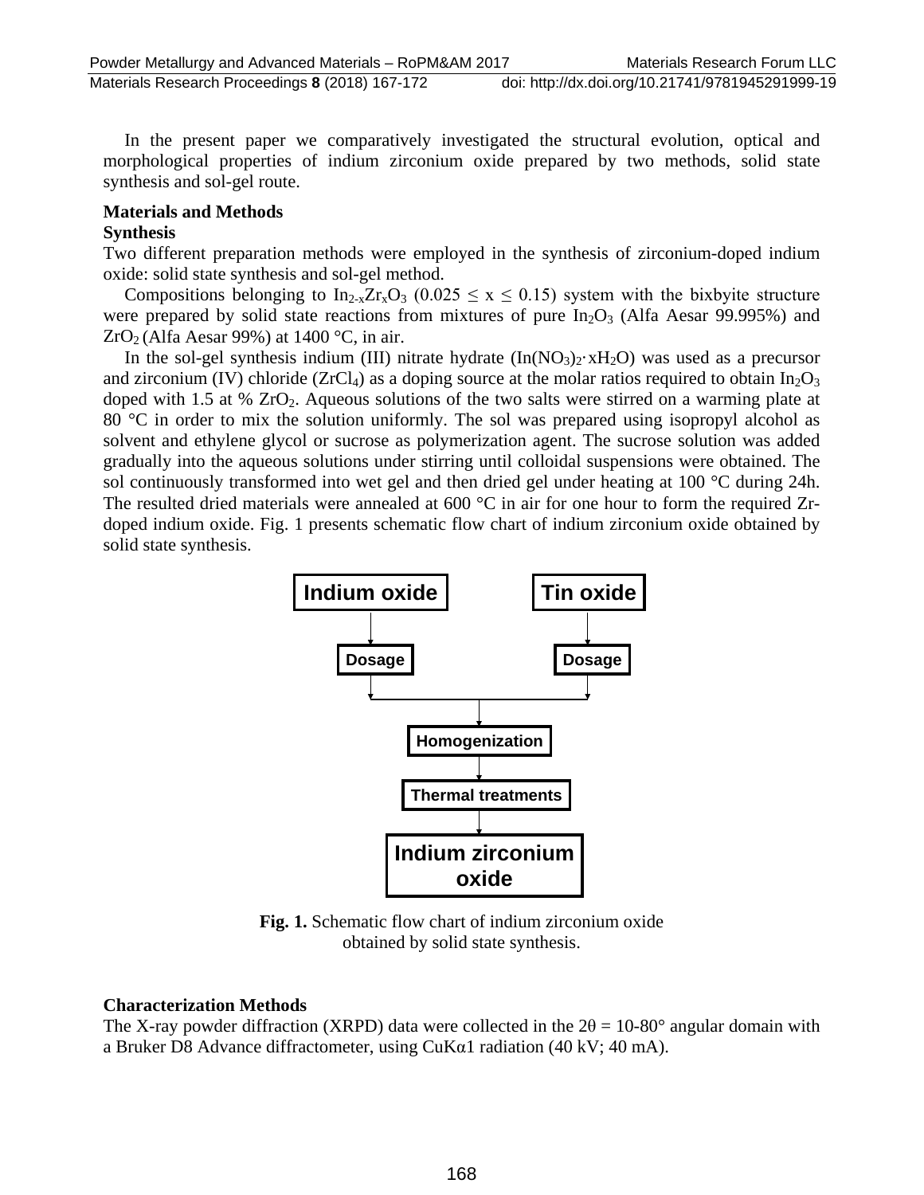In the present paper we comparatively investigated the structural evolution, optical and morphological properties of indium zirconium oxide prepared by two methods, solid state synthesis and sol-gel route.

## Materials and Methods

### Synthesis

Two different preparation methods were employed in the synthesis of zirconium-doped indium oxide: solid state synthesis and sol-gel method.

Compositions belonging to $In_{2-x}Zr_xO_3$ ($0.025 \leq x \leq 0.15$) system with the bixbyite structure were prepared by solid state reactions from mixtures of pure $In_2O_3$ (Alfa Aesar 99.995%) and $ZrO_2$ (Alfa Aesar 99%) at 1400 °C, in air.

In the sol-gel synthesis indium (III) nitrate hydrate ($In(NO_3)_2 \cdot xH_2O$) was used as a precursor and zirconium (IV) chloride ($ZrCl_4$) as a doping source at the molar ratios required to obtain $In_2O_3$ doped with 1.5 at % $ZrO_2$. Aqueous solutions of the two salts were stirred on a warming plate at 80 °C in order to mix the solution uniformly. The sol was prepared using isopropyl alcohol as solvent and ethylene glycol or sucrose as polymerization agent. The sucrose solution was added gradually into the aqueous solutions under stirring until colloidal suspensions were obtained. The sol continuously transformed into wet gel and then dried gel under heating at 100 °C during 24h. The resulted dried materials were annealed at 600 °C in air for one hour to form the required Zr-doped indium oxide. Fig. 1 presents schematic flow chart of indium zirconium oxide obtained by solid state synthesis.

Indium oxide → Dosage; Tin oxide → Dosage; → Homogenization → Thermal treatments → Indium zirconium oxide

**Fig. 1.** Schematic flow chart of indium zirconium oxide obtained by solid state synthesis.

### Characterization Methods

The X-ray powder diffraction (XRPD) data were collected in the $2\theta = 10\text{-}80°$ angular domain with a Bruker D8 Advance diffractometer, using CuK$\alpha$1 radiation (40 kV; 40 mA).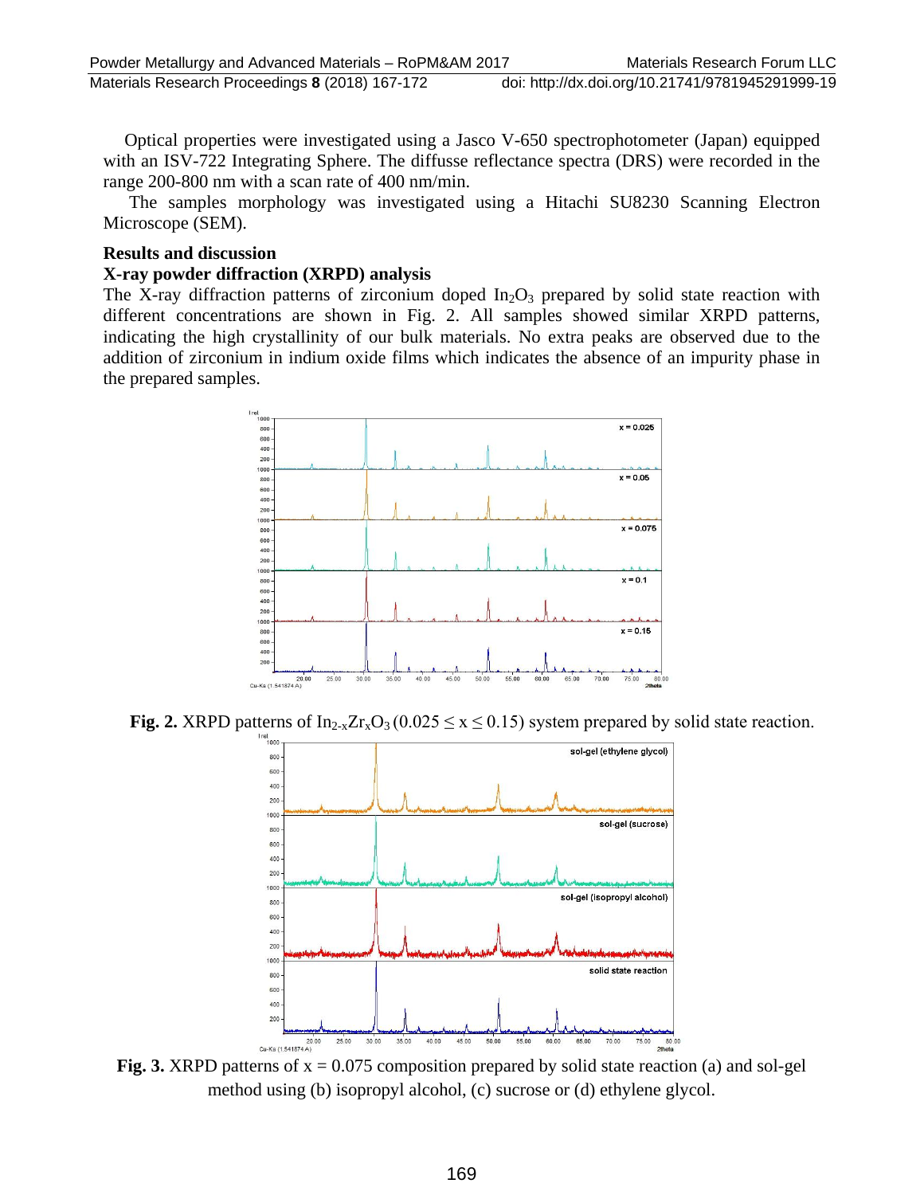Optical properties were investigated using a Jasco V-650 spectrophotometer (Japan) equipped with an ISV-722 Integrating Sphere. The diffusse reflectance spectra (DRS) were recorded in the range 200-800 nm with a scan rate of 400 nm/min.

The samples morphology was investigated using a Hitachi SU8230 Scanning Electron Microscope (SEM).

## Results and discussion

### X-ray powder diffraction (XRPD) analysis

The X-ray diffraction patterns of zirconium doped $In_2O_3$ prepared by solid state reaction with different concentrations are shown in Fig. 2. All samples showed similar XRPD patterns, indicating the high crystallinity of our bulk materials. No extra peaks are observed due to the addition of zirconium in indium oxide films which indicates the absence of an impurity phase in the prepared samples.

**Fig. 2.** XRPD patterns of $In_{2-x}Zr_xO_3$ ($0.025 \leq x \leq 0.15$) system prepared by solid state reaction.

**Fig. 3.** XRPD patterns of $x = 0.075$ composition prepared by solid state reaction (a) and sol-gel method using (b) isopropyl alcohol, (c) sucrose or (d) ethylene glycol.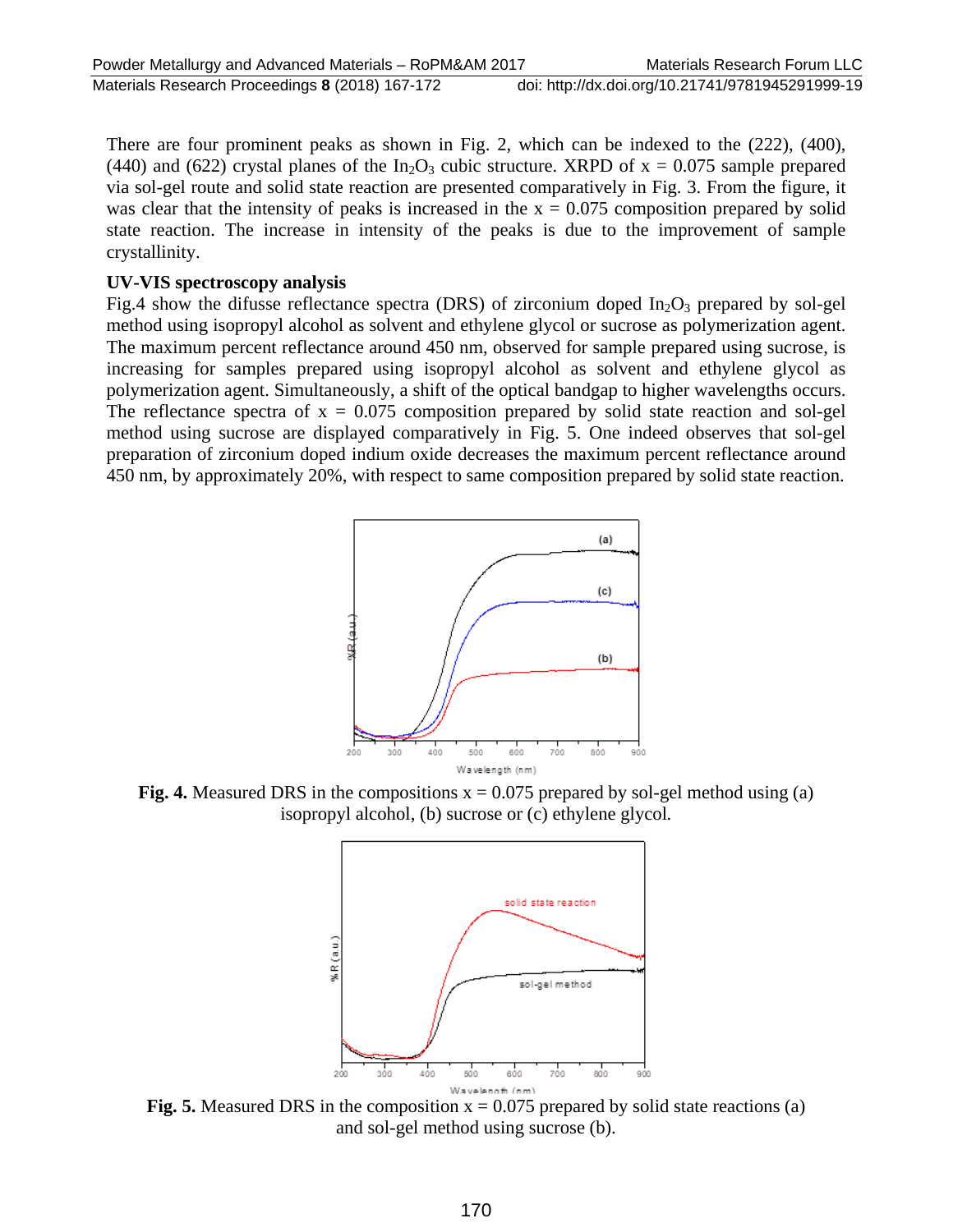There are four prominent peaks as shown in Fig. 2, which can be indexed to the (222), (400), (440) and (622) crystal planes of the $In_2O_3$ cubic structure. XRPD of x = 0.075 sample prepared via sol-gel route and solid state reaction are presented comparatively in Fig. 3. From the figure, it was clear that the intensity of peaks is increased in the x = 0.075 composition prepared by solid state reaction. The increase in intensity of the peaks is due to the improvement of sample crystallinity.

**UV-VIS spectroscopy analysis**

Fig.4 show the difusse reflectance spectra (DRS) of zirconium doped $In_2O_3$ prepared by sol-gel method using isopropyl alcohol as solvent and ethylene glycol or sucrose as polymerization agent. The maximum percent reflectance around 450 nm, observed for sample prepared using sucrose, is increasing for samples prepared using isopropyl alcohol as solvent and ethylene glycol as polymerization agent. Simultaneously, a shift of the optical bandgap to higher wavelengths occurs. The reflectance spectra of x = 0.075 composition prepared by solid state reaction and sol-gel method using sucrose are displayed comparatively in Fig. 5. One indeed observes that sol-gel preparation of zirconium doped indium oxide decreases the maximum percent reflectance around 450 nm, by approximately 20%, with respect to same composition prepared by solid state reaction.

**Fig. 4.** Measured DRS in the compositions x = 0.075 prepared by sol-gel method using (a) isopropyl alcohol, (b) sucrose or (c) ethylene glycol.

**Fig. 5.** Measured DRS in the composition x = 0.075 prepared by solid state reactions (a) and sol-gel method using sucrose (b).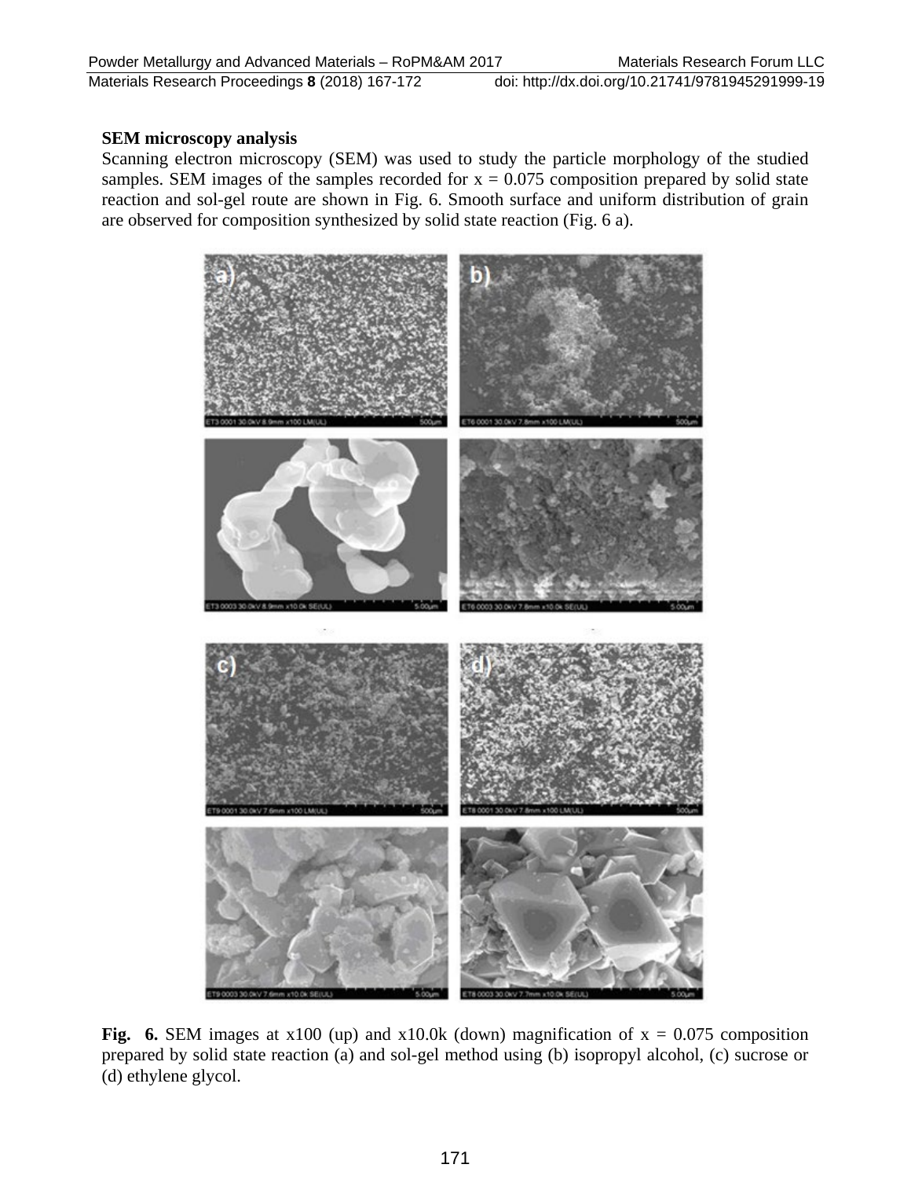### SEM microscopy analysis

Scanning electron microscopy (SEM) was used to study the particle morphology of the studied samples. SEM images of the samples recorded for x = 0.075 composition prepared by solid state reaction and sol-gel route are shown in Fig. 6. Smooth surface and uniform distribution of grain are observed for composition synthesized by solid state reaction (Fig. 6 a).

**Fig. 6.** SEM images at x100 (up) and x10.0k (down) magnification of x = 0.075 composition prepared by solid state reaction (a) and sol-gel method using (b) isopropyl alcohol, (c) sucrose or (d) ethylene glycol.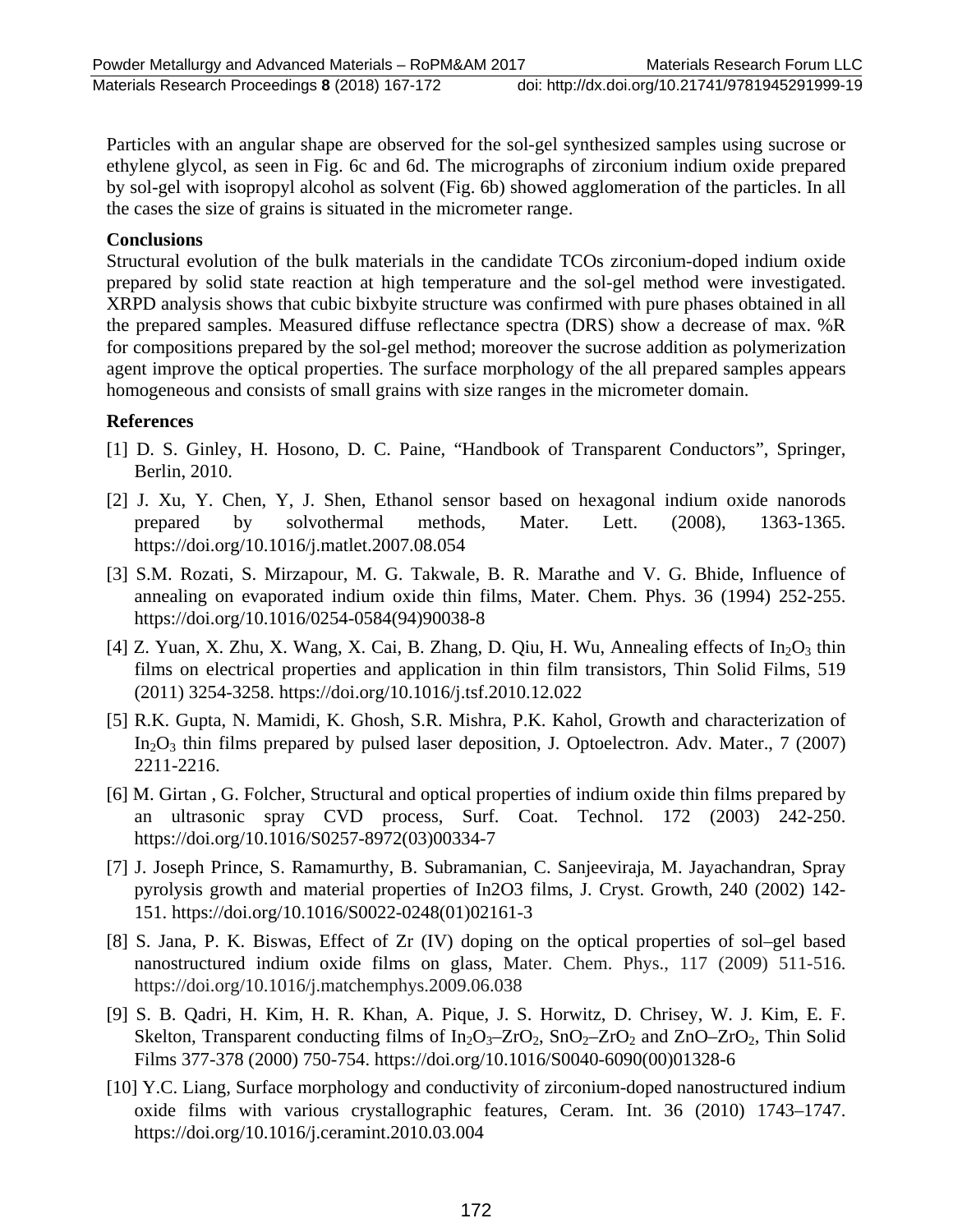Particles with an angular shape are observed for the sol-gel synthesized samples using sucrose or ethylene glycol, as seen in Fig. 6c and 6d. The micrographs of zirconium indium oxide prepared by sol-gel with isopropyl alcohol as solvent (Fig. 6b) showed agglomeration of the particles. In all the cases the size of grains is situated in the micrometer range.

## Conclusions

Structural evolution of the bulk materials in the candidate TCOs zirconium-doped indium oxide prepared by solid state reaction at high temperature and the sol-gel method were investigated. XRPD analysis shows that cubic bixbyite structure was confirmed with pure phases obtained in all the prepared samples. Measured diffuse reflectance spectra (DRS) show a decrease of max. %R for compositions prepared by the sol-gel method; moreover the sucrose addition as polymerization agent improve the optical properties. The surface morphology of the all prepared samples appears homogeneous and consists of small grains with size ranges in the micrometer domain.

## References

[1] D. S. Ginley, H. Hosono, D. C. Paine, "Handbook of Transparent Conductors", Springer, Berlin, 2010.

[2] J. Xu, Y. Chen, Y, J. Shen, Ethanol sensor based on hexagonal indium oxide nanorods prepared by solvothermal methods, Mater. Lett. (2008), 1363-1365. https://doi.org/10.1016/j.matlet.2007.08.054

[3] S.M. Rozati, S. Mirzapour, M. G. Takwale, B. R. Marathe and V. G. Bhide, Influence of annealing on evaporated indium oxide thin films, Mater. Chem. Phys. 36 (1994) 252-255. https://doi.org/10.1016/0254-0584(94)90038-8

[4] Z. Yuan, X. Zhu, X. Wang, X. Cai, B. Zhang, D. Qiu, H. Wu, Annealing effects of $In_2O_3$ thin films on electrical properties and application in thin film transistors, Thin Solid Films, 519 (2011) 3254-3258. https://doi.org/10.1016/j.tsf.2010.12.022

[5] R.K. Gupta, N. Mamidi, K. Ghosh, S.R. Mishra, P.K. Kahol, Growth and characterization of $In_2O_3$ thin films prepared by pulsed laser deposition, J. Optoelectron. Adv. Mater., 7 (2007) 2211-2216.

[6] M. Girtan , G. Folcher, Structural and optical properties of indium oxide thin films prepared by an ultrasonic spray CVD process, Surf. Coat. Technol. 172 (2003) 242-250. https://doi.org/10.1016/S0257-8972(03)00334-7

[7] J. Joseph Prince, S. Ramamurthy, B. Subramanian, C. Sanjeeviraja, M. Jayachandran, Spray pyrolysis growth and material properties of In2O3 films, J. Cryst. Growth, 240 (2002) 142-151. https://doi.org/10.1016/S0022-0248(01)02161-3

[8] S. Jana, P. K. Biswas, Effect of Zr (IV) doping on the optical properties of sol–gel based nanostructured indium oxide films on glass, Mater. Chem. Phys., 117 (2009) 511-516. https://doi.org/10.1016/j.matchemphys.2009.06.038

[9] S. B. Qadri, H. Kim, H. R. Khan, A. Pique, J. S. Horwitz, D. Chrisey, W. J. Kim, E. F. Skelton, Transparent conducting films of $In_2O_3$–$ZrO_2$, $SnO_2$–$ZrO_2$ and ZnO–$ZrO_2$, Thin Solid Films 377-378 (2000) 750-754. https://doi.org/10.1016/S0040-6090(00)01328-6

[10] Y.C. Liang, Surface morphology and conductivity of zirconium-doped nanostructured indium oxide films with various crystallographic features, Ceram. Int. 36 (2010) 1743–1747. https://doi.org/10.1016/j.ceramint.2010.03.004